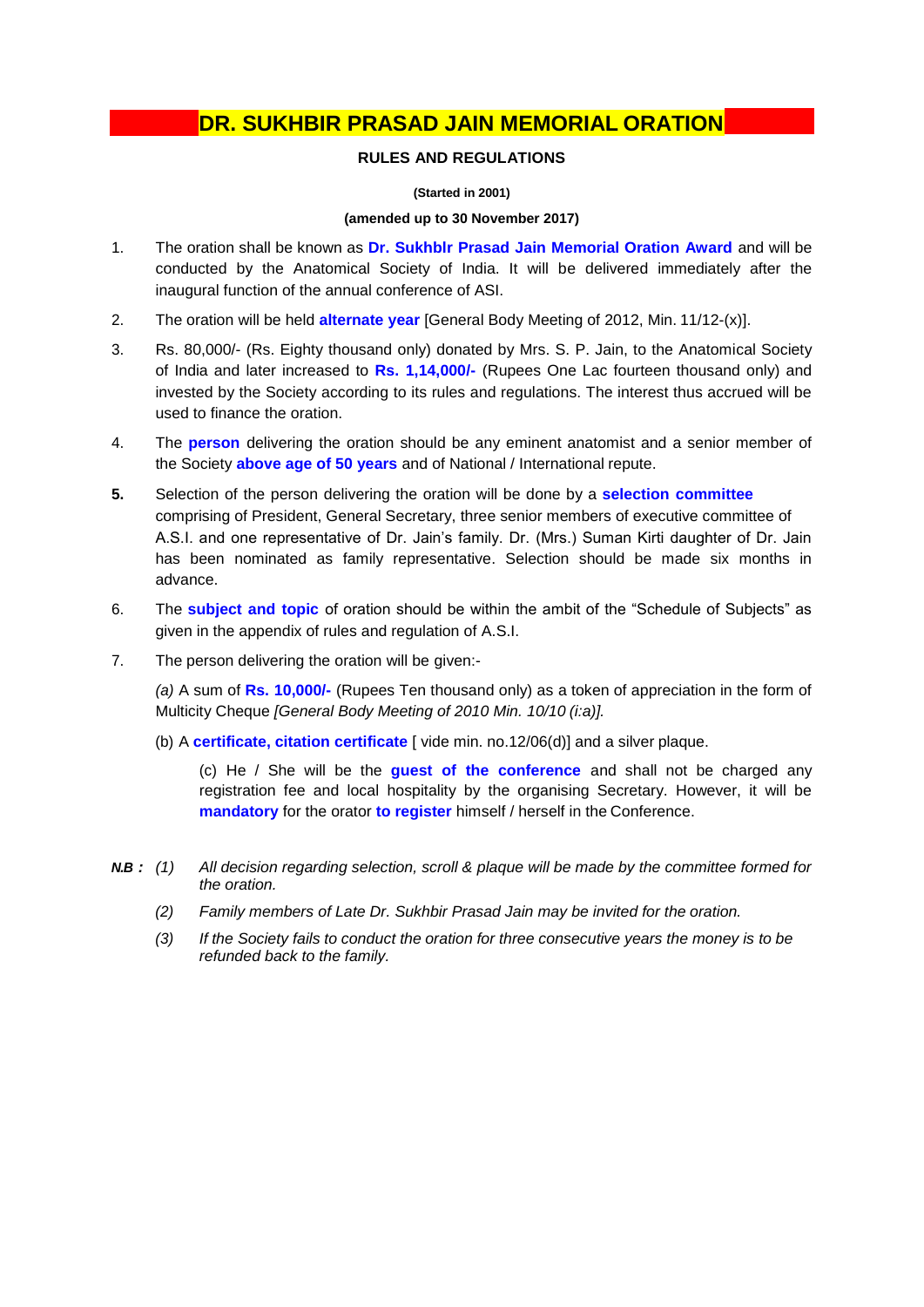# DR. SUKHBIR PRASAD JAIN MEMORIAL ORATION

## RULES AND REGULATIONS

**(Started in 2001)**

**(amended up to 30 November 2017)**

1. The oration shall be known as **Dr. Sukhblr Prasad Jain Memorial Oration Award** and will be conducted by the Anatomical Society of India. It will be delivered immediately after the inaugural function of the annual conference of ASI.

2. The oration will be held **alternate year** [General Body Meeting of 2012, Min. 11/12-(x)].

3. Rs. 80,000/- (Rs. Eighty thousand only) donated by Mrs. S. P. Jain, to the Anatomical Society of India and later increased to **Rs. 1,14,000/-** (Rupees One Lac fourteen thousand only) and invested by the Society according to its rules and regulations. The interest thus accrued will be used to finance the oration.

4. The **person** delivering the oration should be any eminent anatomist and a senior member of the Society **above age of 50 years** and of National / International repute.

5. Selection of the person delivering the oration will be done by a **selection committee** comprising of President, General Secretary, three senior members of executive committee of A.S.I. and one representative of Dr. Jain's family. Dr. (Mrs.) Suman Kirti daughter of Dr. Jain has been nominated as family representative. Selection should be made six months in advance.

6. The **subject and topic** of oration should be within the ambit of the "Schedule of Subjects" as given in the appendix of rules and regulation of A.S.I.

7. The person delivering the oration will be given:-

   *(a)* A sum of **Rs. 10,000/-** (Rupees Ten thousand only) as a token of appreciation in the form of Multicity Cheque *[General Body Meeting of 2010 Min. 10/10 (i:a)].*

   (b) A **certificate, citation certificate** [ vide min. no.12/06(d)] and a silver plaque.

   (c) He / She will be the **guest of the conference** and shall not be charged any registration fee and local hospitality by the organising Secretary. However, it will be **mandatory** for the orator **to register** himself / herself in the Conference.

***N.B :*** *(1) All decision regarding selection, scroll & plaque will be made by the committee formed for the oration.*

*(2) Family members of Late Dr. Sukhbir Prasad Jain may be invited for the oration.*

*(3) If the Society fails to conduct the oration for three consecutive years the money is to be refunded back to the family.*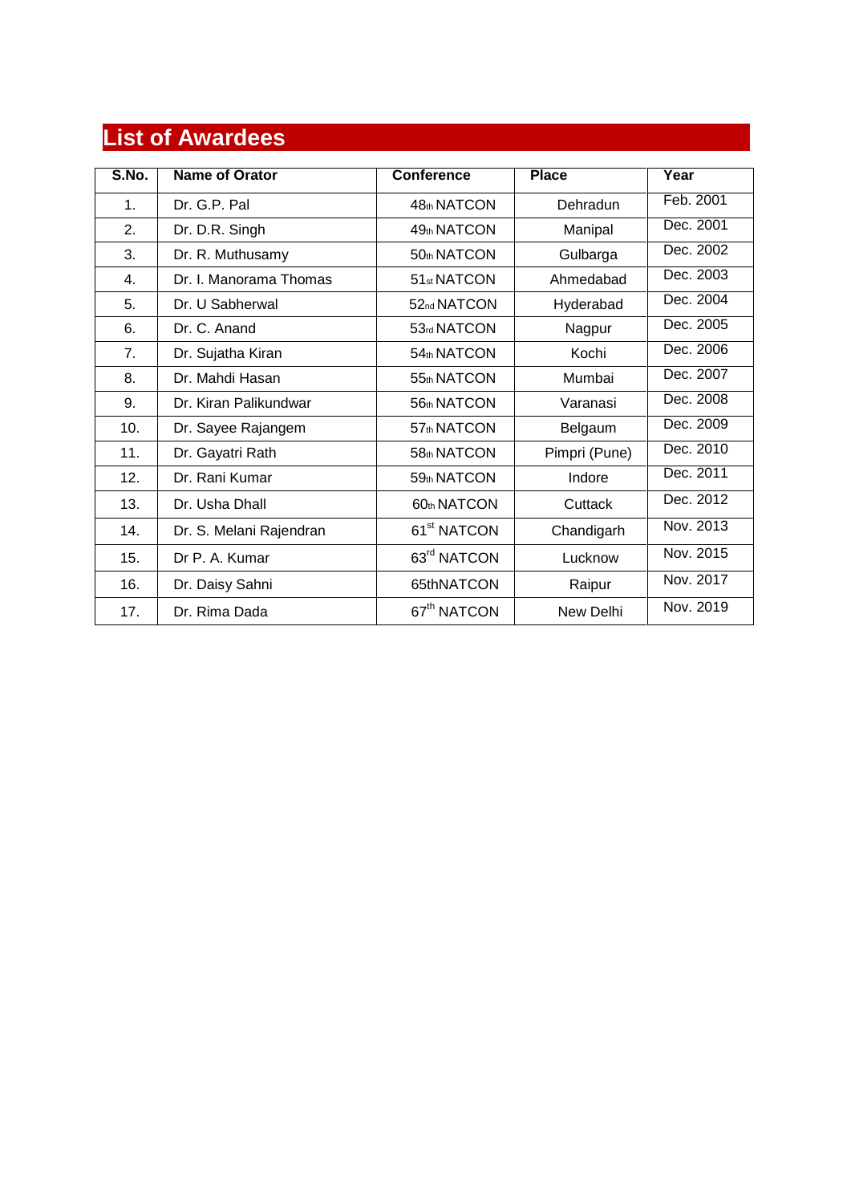## List of Awardees

| S.No. | Name of Orator | Conference | Place | Year |
|---|---|---|---|---|
| 1. | Dr. G.P. Pal | 48th NATCON | Dehradun | Feb. 2001 |
| 2. | Dr. D.R. Singh | 49th NATCON | Manipal | Dec. 2001 |
| 3. | Dr. R. Muthusamy | 50th NATCON | Gulbarga | Dec. 2002 |
| 4. | Dr. I. Manorama Thomas | 51st NATCON | Ahmedabad | Dec. 2003 |
| 5. | Dr. U Sabherwal | 52nd NATCON | Hyderabad | Dec. 2004 |
| 6. | Dr. C. Anand | 53rd NATCON | Nagpur | Dec. 2005 |
| 7. | Dr. Sujatha Kiran | 54th NATCON | Kochi | Dec. 2006 |
| 8. | Dr. Mahdi Hasan | 55th NATCON | Mumbai | Dec. 2007 |
| 9. | Dr. Kiran Palikundwar | 56th NATCON | Varanasi | Dec. 2008 |
| 10. | Dr. Sayee Rajangem | 57th NATCON | Belgaum | Dec. 2009 |
| 11. | Dr. Gayatri Rath | 58th NATCON | Pimpri (Pune) | Dec. 2010 |
| 12. | Dr. Rani Kumar | 59th NATCON | Indore | Dec. 2011 |
| 13. | Dr. Usha Dhall | 60th NATCON | Cuttack | Dec. 2012 |
| 14. | Dr. S. Melani Rajendran | 61st NATCON | Chandigarh | Nov. 2013 |
| 15. | Dr P. A. Kumar | 63rd NATCON | Lucknow | Nov. 2015 |
| 16. | Dr. Daisy Sahni | 65thNATCON | Raipur | Nov. 2017 |
| 17. | Dr. Rima Dada | 67th NATCON | New Delhi | Nov. 2019 |